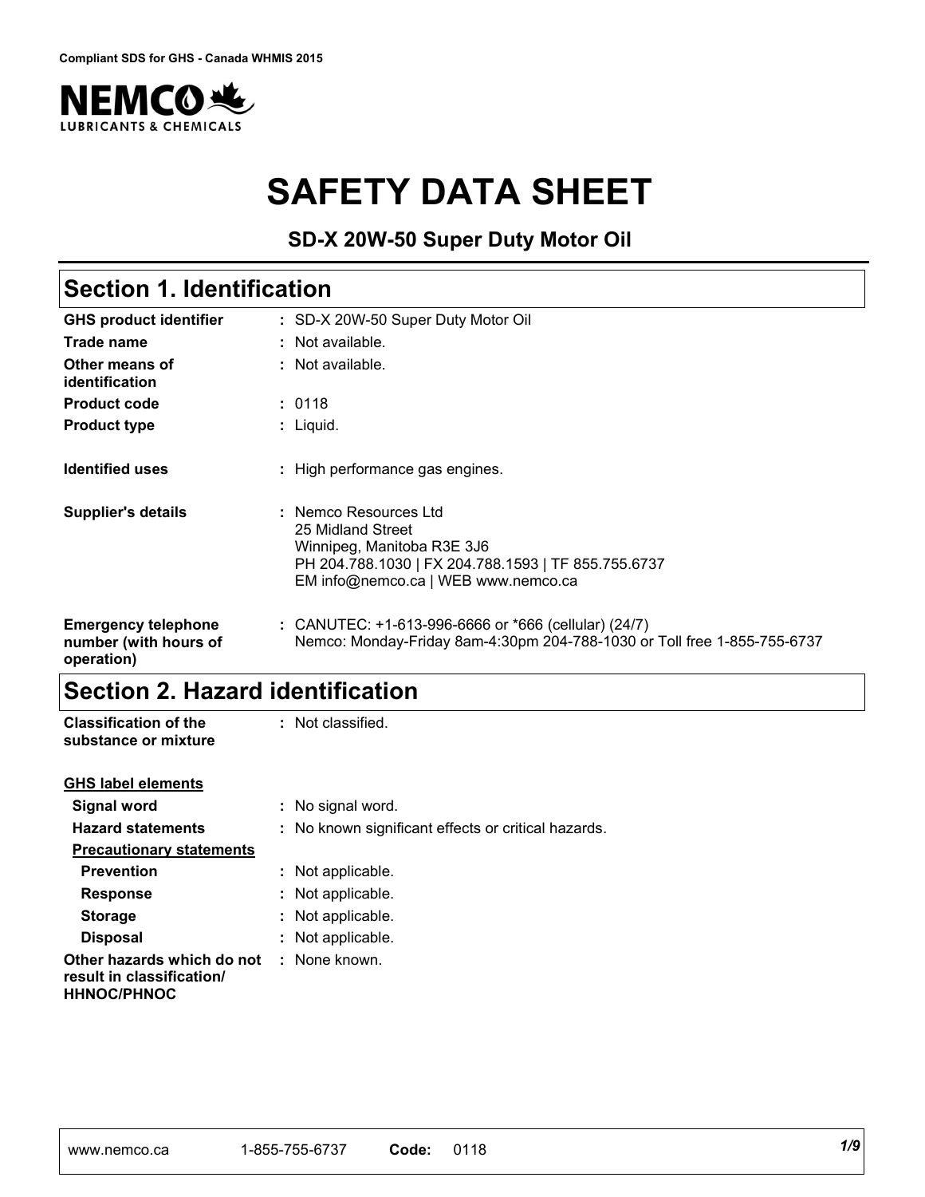**Compliant SDS for GHS - Canada WHMIS 2015**

NEMCO LUBRICANTS & CHEMICALS

# SAFETY DATA SHEET

### SD-X 20W-50 Super Duty Motor Oil

## Section 1. Identification

| | |
|---|---|
| **GHS product identifier** | : SD-X 20W-50 Super Duty Motor Oil |
| **Trade name** | : Not available. |
| **Other means of identification** | : Not available. |
| **Product code** | : 0118 |
| **Product type** | : Liquid. |
| **Identified uses** | : High performance gas engines. |
| **Supplier's details** | : Nemco Resources Ltd<br>25 Midland Street<br>Winnipeg, Manitoba R3E 3J6<br>PH 204.788.1030 \| FX 204.788.1593 \| TF 855.755.6737<br>EM info@nemco.ca \| WEB www.nemco.ca |
| **Emergency telephone number (with hours of operation)** | : CANUTEC: +1-613-996-6666 or *666 (cellular) (24/7)<br>Nemco: Monday-Friday 8am-4:30pm 204-788-1030 or Toll free 1-855-755-6737 |

## Section 2. Hazard identification

| | |
|---|---|
| **Classification of the substance or mixture** | : Not classified. |

**GHS label elements**

| | |
|---|---|
| **Signal word** | : No signal word. |
| **Hazard statements** | : No known significant effects or critical hazards. |

**Precautionary statements**

| | |
|---|---|
| **Prevention** | : Not applicable. |
| **Response** | : Not applicable. |
| **Storage** | : Not applicable. |
| **Disposal** | : Not applicable. |
| **Other hazards which do not result in classification/ HHNOC/PHNOC** | : None known. |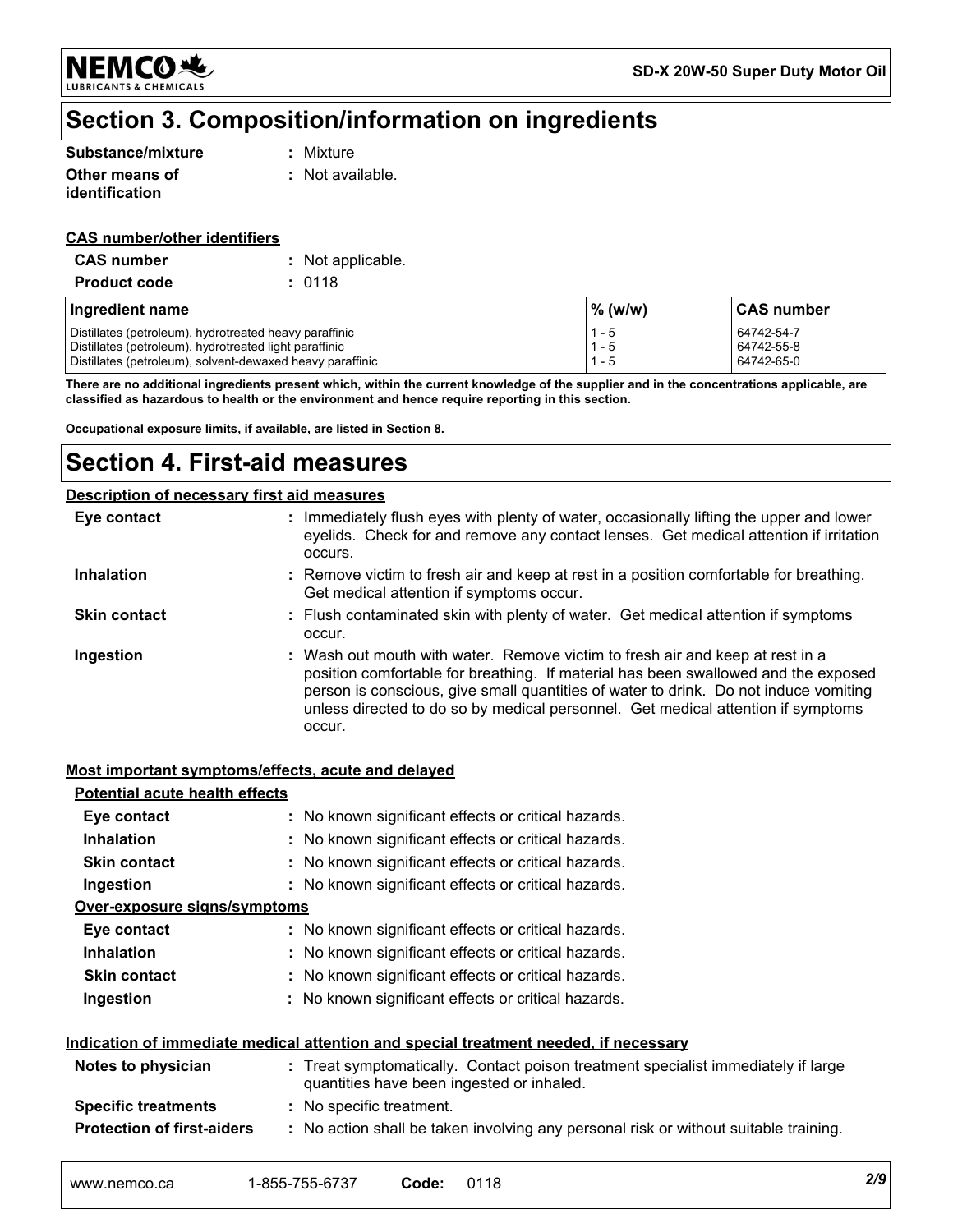## Section 3. Composition/information on ingredients

| | |
|---|---|
| **Substance/mixture** | : Mixture |
| **Other means of identification** | : Not available. |

**CAS number/other identifiers**

| | |
|---|---|
| **CAS number** | : Not applicable. |
| **Product code** | : 0118 |

| Ingredient name | % (w/w) | CAS number |
|---|---|---|
| Distillates (petroleum), hydrotreated heavy paraffinic | 1 - 5 | 64742-54-7 |
| Distillates (petroleum), hydrotreated light paraffinic | 1 - 5 | 64742-55-8 |
| Distillates (petroleum), solvent-dewaxed heavy paraffinic | 1 - 5 | 64742-65-0 |

**There are no additional ingredients present which, within the current knowledge of the supplier and in the concentrations applicable, are classified as hazardous to health or the environment and hence require reporting in this section.**

**Occupational exposure limits, if available, are listed in Section 8.**

## Section 4. First-aid measures

**Description of necessary first aid measures**

| | |
|---|---|
| **Eye contact** | : Immediately flush eyes with plenty of water, occasionally lifting the upper and lower eyelids. Check for and remove any contact lenses. Get medical attention if irritation occurs. |
| **Inhalation** | : Remove victim to fresh air and keep at rest in a position comfortable for breathing. Get medical attention if symptoms occur. |
| **Skin contact** | : Flush contaminated skin with plenty of water. Get medical attention if symptoms occur. |
| **Ingestion** | : Wash out mouth with water. Remove victim to fresh air and keep at rest in a position comfortable for breathing. If material has been swallowed and the exposed person is conscious, give small quantities of water to drink. Do not induce vomiting unless directed to do so by medical personnel. Get medical attention if symptoms occur. |

**Most important symptoms/effects, acute and delayed**

**Potential acute health effects**

| | |
|---|---|
| **Eye contact** | : No known significant effects or critical hazards. |
| **Inhalation** | : No known significant effects or critical hazards. |
| **Skin contact** | : No known significant effects or critical hazards. |
| **Ingestion** | : No known significant effects or critical hazards. |

**Over-exposure signs/symptoms**

| | |
|---|---|
| **Eye contact** | : No known significant effects or critical hazards. |
| **Inhalation** | : No known significant effects or critical hazards. |
| **Skin contact** | : No known significant effects or critical hazards. |
| **Ingestion** | : No known significant effects or critical hazards. |

**Indication of immediate medical attention and special treatment needed, if necessary**

| | |
|---|---|
| **Notes to physician** | : Treat symptomatically. Contact poison treatment specialist immediately if large quantities have been ingested or inhaled. |
| **Specific treatments** | : No specific treatment. |
| **Protection of first-aiders** | : No action shall be taken involving any personal risk or without suitable training. |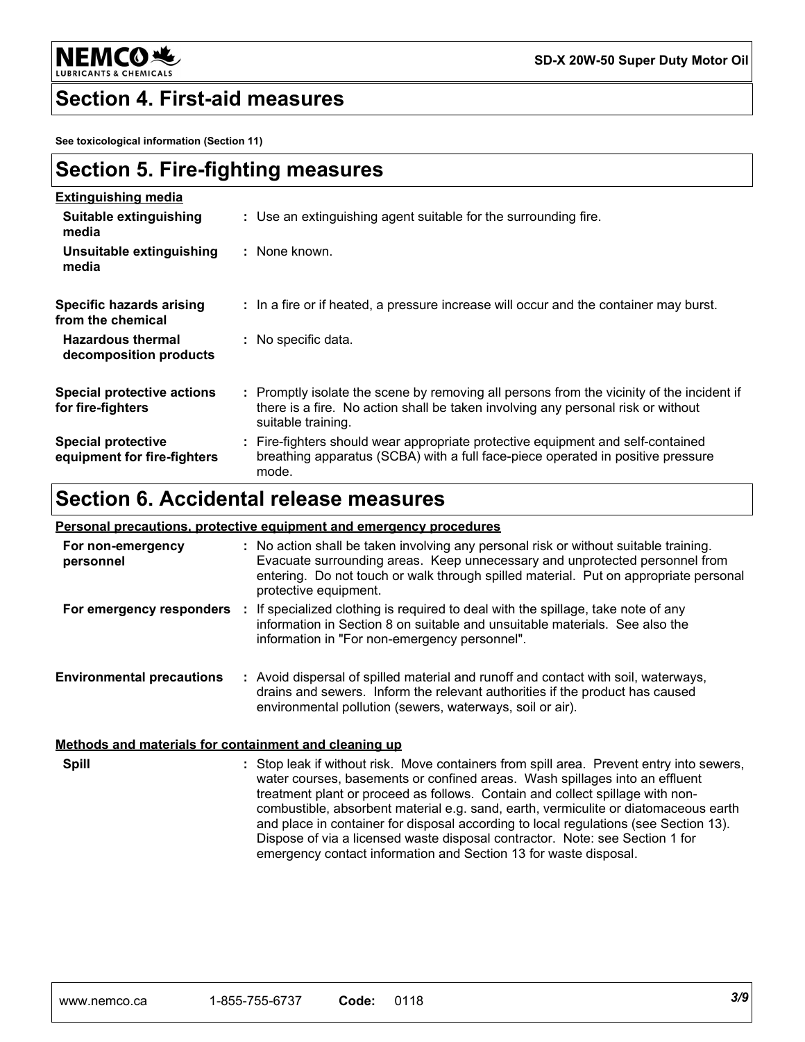## Section 4. First-aid measures

**See toxicological information (Section 11)**

## Section 5. Fire-fighting measures

**Extinguishing media**

| | |
|---|---|
| **Suitable extinguishing media** | : Use an extinguishing agent suitable for the surrounding fire. |
| **Unsuitable extinguishing media** | : None known. |
| **Specific hazards arising from the chemical** | : In a fire or if heated, a pressure increase will occur and the container may burst. |
| **Hazardous thermal decomposition products** | : No specific data. |
| **Special protective actions for fire-fighters** | : Promptly isolate the scene by removing all persons from the vicinity of the incident if there is a fire. No action shall be taken involving any personal risk or without suitable training. |
| **Special protective equipment for fire-fighters** | : Fire-fighters should wear appropriate protective equipment and self-contained breathing apparatus (SCBA) with a full face-piece operated in positive pressure mode. |

## Section 6. Accidental release measures

**Personal precautions, protective equipment and emergency procedures**

| | |
|---|---|
| **For non-emergency personnel** | : No action shall be taken involving any personal risk or without suitable training. Evacuate surrounding areas. Keep unnecessary and unprotected personnel from entering. Do not touch or walk through spilled material. Put on appropriate personal protective equipment. |
| **For emergency responders** | : If specialized clothing is required to deal with the spillage, take note of any information in Section 8 on suitable and unsuitable materials. See also the information in "For non-emergency personnel". |
| **Environmental precautions** | : Avoid dispersal of spilled material and runoff and contact with soil, waterways, drains and sewers. Inform the relevant authorities if the product has caused environmental pollution (sewers, waterways, soil or air). |

**Methods and materials for containment and cleaning up**

| | |
|---|---|
| **Spill** | : Stop leak if without risk. Move containers from spill area. Prevent entry into sewers, water courses, basements or confined areas. Wash spillages into an effluent treatment plant or proceed as follows. Contain and collect spillage with non-combustible, absorbent material e.g. sand, earth, vermiculite or diatomaceous earth and place in container for disposal according to local regulations (see Section 13). Dispose of via a licensed waste disposal contractor. Note: see Section 1 for emergency contact information and Section 13 for waste disposal. |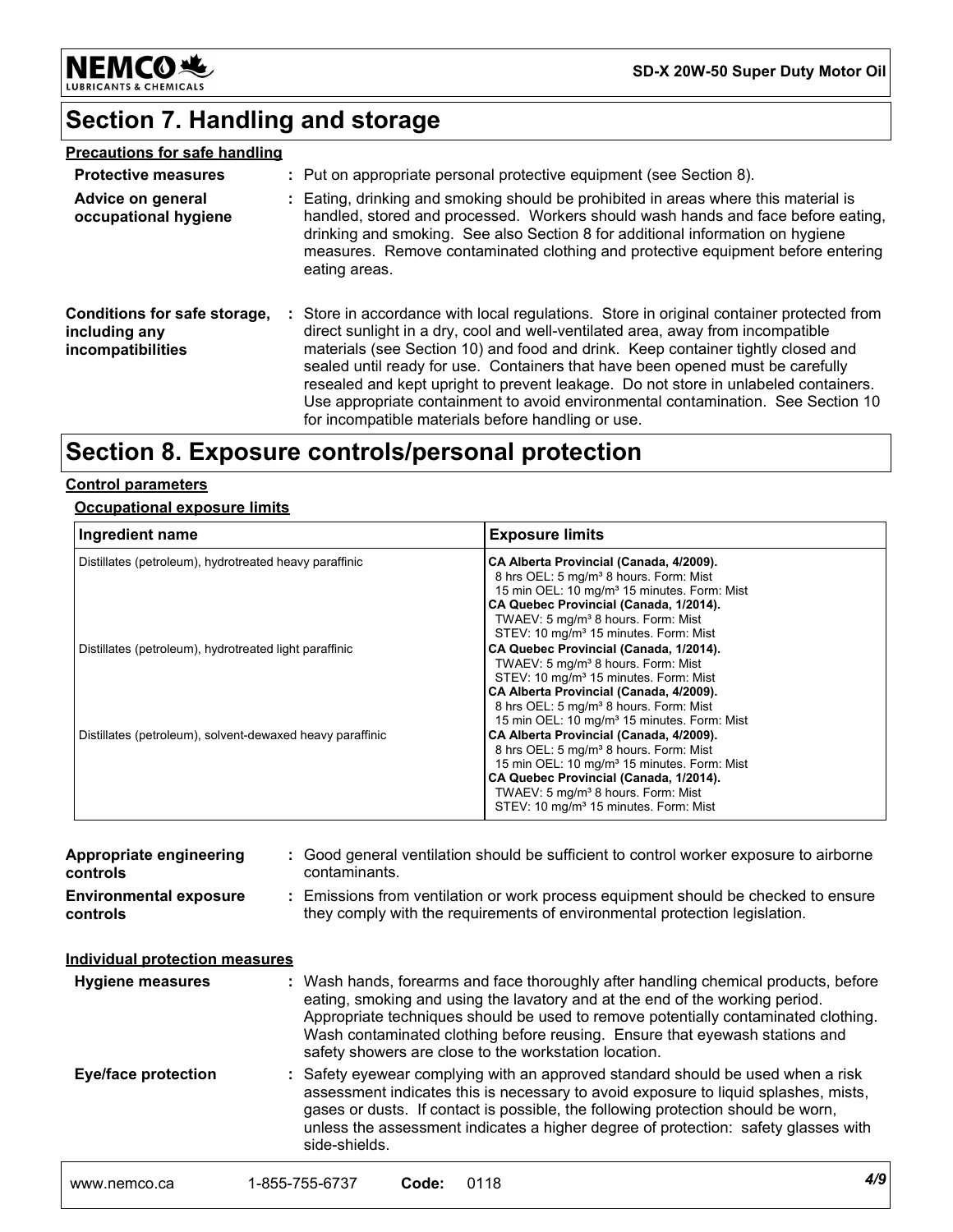# Section 7. Handling and storage

**Precautions for safe handling**

**Protective measures** : Put on appropriate personal protective equipment (see Section 8).

**Advice on general occupational hygiene** : Eating, drinking and smoking should be prohibited in areas where this material is handled, stored and processed. Workers should wash hands and face before eating, drinking and smoking. See also Section 8 for additional information on hygiene measures. Remove contaminated clothing and protective equipment before entering eating areas.

**Conditions for safe storage, including any incompatibilities** : Store in accordance with local regulations. Store in original container protected from direct sunlight in a dry, cool and well-ventilated area, away from incompatible materials (see Section 10) and food and drink. Keep container tightly closed and sealed until ready for use. Containers that have been opened must be carefully resealed and kept upright to prevent leakage. Do not store in unlabeled containers. Use appropriate containment to avoid environmental contamination. See Section 10 for incompatible materials before handling or use.

# Section 8. Exposure controls/personal protection

**Control parameters**

**Occupational exposure limits**

| Ingredient name | Exposure limits |
|---|---|
| Distillates (petroleum), hydrotreated heavy paraffinic | **CA Alberta Provincial (Canada, 4/2009).**<br>8 hrs OEL: 5 mg/m³ 8 hours. Form: Mist<br>15 min OEL: 10 mg/m³ 15 minutes. Form: Mist<br>**CA Quebec Provincial (Canada, 1/2014).**<br>TWAEV: 5 mg/m³ 8 hours. Form: Mist<br>STEV: 10 mg/m³ 15 minutes. Form: Mist |
| Distillates (petroleum), hydrotreated light paraffinic | **CA Quebec Provincial (Canada, 1/2014).**<br>TWAEV: 5 mg/m³ 8 hours. Form: Mist<br>STEV: 10 mg/m³ 15 minutes. Form: Mist<br>**CA Alberta Provincial (Canada, 4/2009).**<br>8 hrs OEL: 5 mg/m³ 8 hours. Form: Mist<br>15 min OEL: 10 mg/m³ 15 minutes. Form: Mist |
| Distillates (petroleum), solvent-dewaxed heavy paraffinic | **CA Alberta Provincial (Canada, 4/2009).**<br>8 hrs OEL: 5 mg/m³ 8 hours. Form: Mist<br>15 min OEL: 10 mg/m³ 15 minutes. Form: Mist<br>**CA Quebec Provincial (Canada, 1/2014).**<br>TWAEV: 5 mg/m³ 8 hours. Form: Mist<br>STEV: 10 mg/m³ 15 minutes. Form: Mist |

**Appropriate engineering controls** : Good general ventilation should be sufficient to control worker exposure to airborne contaminants.

**Environmental exposure controls** : Emissions from ventilation or work process equipment should be checked to ensure they comply with the requirements of environmental protection legislation.

**Individual protection measures**

**Hygiene measures** : Wash hands, forearms and face thoroughly after handling chemical products, before eating, smoking and using the lavatory and at the end of the working period. Appropriate techniques should be used to remove potentially contaminated clothing. Wash contaminated clothing before reusing. Ensure that eyewash stations and safety showers are close to the workstation location.

**Eye/face protection** : Safety eyewear complying with an approved standard should be used when a risk assessment indicates this is necessary to avoid exposure to liquid splashes, mists, gases or dusts. If contact is possible, the following protection should be worn, unless the assessment indicates a higher degree of protection: safety glasses with side-shields.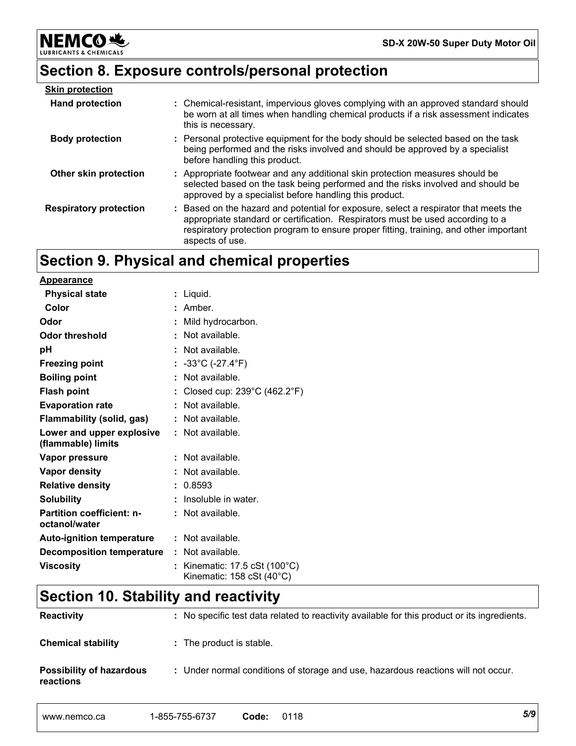## Section 8. Exposure controls/personal protection

**Skin protection**

| | |
|---|---|
| **Hand protection** | : Chemical-resistant, impervious gloves complying with an approved standard should be worn at all times when handling chemical products if a risk assessment indicates this is necessary. |
| **Body protection** | : Personal protective equipment for the body should be selected based on the task being performed and the risks involved and should be approved by a specialist before handling this product. |
| **Other skin protection** | : Appropriate footwear and any additional skin protection measures should be selected based on the task being performed and the risks involved and should be approved by a specialist before handling this product. |
| **Respiratory protection** | : Based on the hazard and potential for exposure, select a respirator that meets the appropriate standard or certification. Respirators must be used according to a respiratory protection program to ensure proper fitting, training, and other important aspects of use. |

## Section 9. Physical and chemical properties

**Appearance**

| | |
|---|---|
| **Physical state** | : Liquid. |
| **Color** | : Amber. |
| **Odor** | : Mild hydrocarbon. |
| **Odor threshold** | : Not available. |
| **pH** | : Not available. |
| **Freezing point** | : -33°C (-27.4°F) |
| **Boiling point** | : Not available. |
| **Flash point** | : Closed cup: 239°C (462.2°F) |
| **Evaporation rate** | : Not available. |
| **Flammability (solid, gas)** | : Not available. |
| **Lower and upper explosive (flammable) limits** | : Not available. |
| **Vapor pressure** | : Not available. |
| **Vapor density** | : Not available. |
| **Relative density** | : 0.8593 |
| **Solubility** | : Insoluble in water. |
| **Partition coefficient: n-octanol/water** | : Not available. |
| **Auto-ignition temperature** | : Not available. |
| **Decomposition temperature** | : Not available. |
| **Viscosity** | : Kinematic: 17.5 cSt (100°C)<br>Kinematic: 158 cSt (40°C) |

## Section 10. Stability and reactivity

| | |
|---|---|
| **Reactivity** | : No specific test data related to reactivity available for this product or its ingredients. |
| **Chemical stability** | : The product is stable. |
| **Possibility of hazardous reactions** | : Under normal conditions of storage and use, hazardous reactions will not occur. |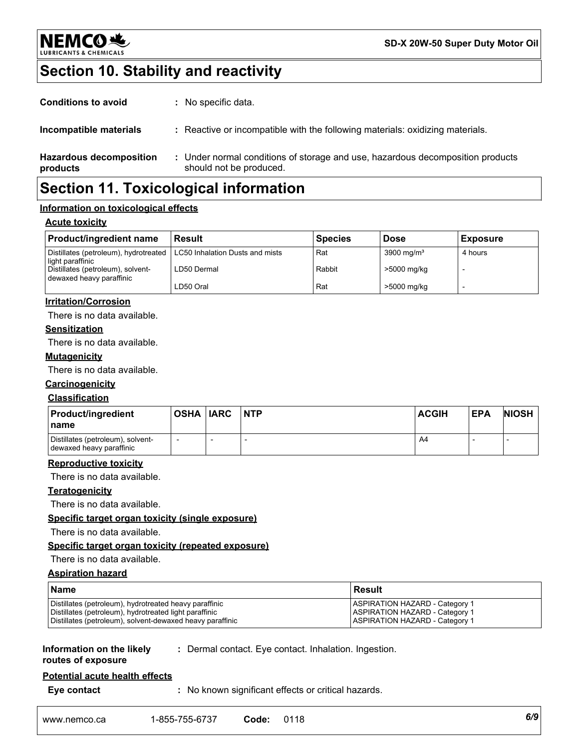## Section 10. Stability and reactivity

**Conditions to avoid** : No specific data.

**Incompatible materials** : Reactive or incompatible with the following materials: oxidizing materials.

**Hazardous decomposition products** : Under normal conditions of storage and use, hazardous decomposition products should not be produced.

## Section 11. Toxicological information

**Information on toxicological effects**

**Acute toxicity**

| Product/ingredient name | Result | Species | Dose | Exposure |
|---|---|---|---|---|
| Distillates (petroleum), hydrotreated light paraffinic | LC50 Inhalation Dusts and mists | Rat | 3900 mg/m³ | 4 hours |
| Distillates (petroleum), solvent-dewaxed heavy paraffinic | LD50 Dermal | Rabbit | >5000 mg/kg | - |
| | LD50 Oral | Rat | >5000 mg/kg | - |

**Irritation/Corrosion**

There is no data available.

**Sensitization**

There is no data available.

**Mutagenicity**

There is no data available.

**Carcinogenicity**

**Classification**

| Product/ingredient name | OSHA | IARC | NTP | ACGIH | EPA | NIOSH |
|---|---|---|---|---|---|---|
| Distillates (petroleum), solvent-dewaxed heavy paraffinic | - | - | - | A4 | - | - |

**Reproductive toxicity**

There is no data available.

**Teratogenicity**

There is no data available.

**Specific target organ toxicity (single exposure)**

There is no data available.

**Specific target organ toxicity (repeated exposure)**

There is no data available.

**Aspiration hazard**

| Name | Result |
|---|---|
| Distillates (petroleum), hydrotreated heavy paraffinic | ASPIRATION HAZARD - Category 1 |
| Distillates (petroleum), hydrotreated light paraffinic | ASPIRATION HAZARD - Category 1 |
| Distillates (petroleum), solvent-dewaxed heavy paraffinic | ASPIRATION HAZARD - Category 1 |

**Information on the likely routes of exposure** : Dermal contact. Eye contact. Inhalation. Ingestion.

**Potential acute health effects**

**Eye contact** : No known significant effects or critical hazards.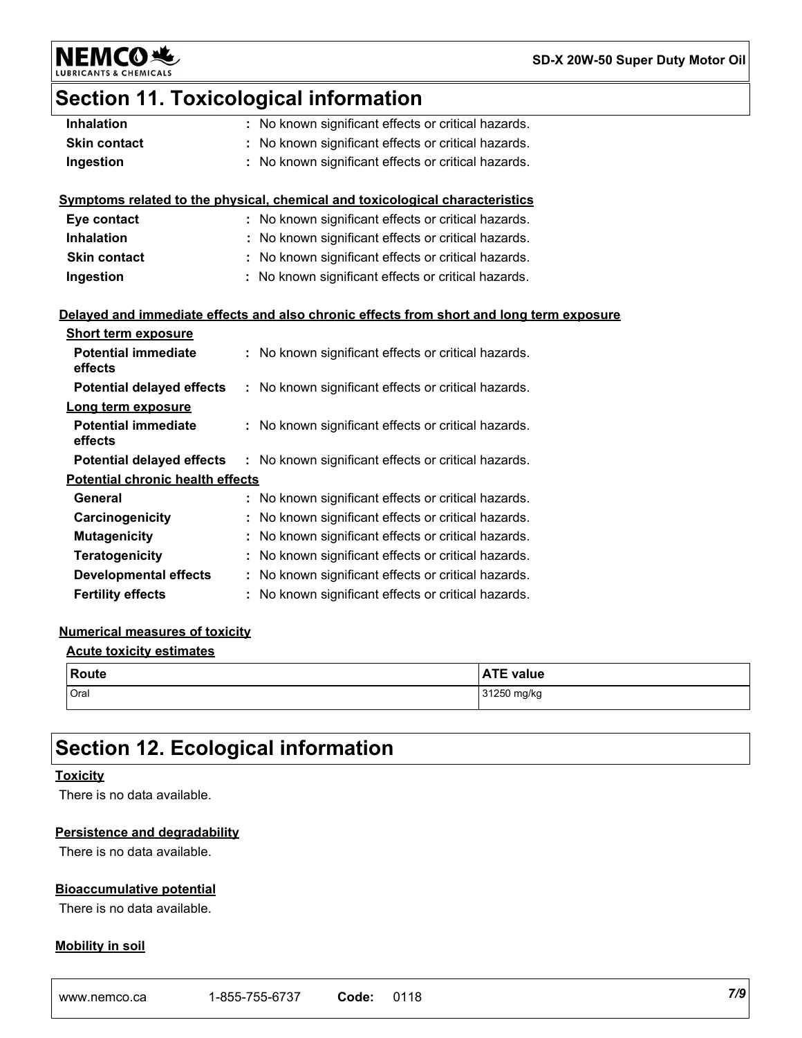## Section 11. Toxicological information

| | |
|---|---|
| **Inhalation** | : No known significant effects or critical hazards. |
| **Skin contact** | : No known significant effects or critical hazards. |
| **Ingestion** | : No known significant effects or critical hazards. |

**Symptoms related to the physical, chemical and toxicological characteristics**

| | |
|---|---|
| **Eye contact** | : No known significant effects or critical hazards. |
| **Inhalation** | : No known significant effects or critical hazards. |
| **Skin contact** | : No known significant effects or critical hazards. |
| **Ingestion** | : No known significant effects or critical hazards. |

**Delayed and immediate effects and also chronic effects from short and long term exposure**

**Short term exposure**

| | |
|---|---|
| **Potential immediate effects** | : No known significant effects or critical hazards. |
| **Potential delayed effects** | : No known significant effects or critical hazards. |

**Long term exposure**

| | |
|---|---|
| **Potential immediate effects** | : No known significant effects or critical hazards. |
| **Potential delayed effects** | : No known significant effects or critical hazards. |

**Potential chronic health effects**

| | |
|---|---|
| **General** | : No known significant effects or critical hazards. |
| **Carcinogenicity** | : No known significant effects or critical hazards. |
| **Mutagenicity** | : No known significant effects or critical hazards. |
| **Teratogenicity** | : No known significant effects or critical hazards. |
| **Developmental effects** | : No known significant effects or critical hazards. |
| **Fertility effects** | : No known significant effects or critical hazards. |

**Numerical measures of toxicity**

**Acute toxicity estimates**

| Route | ATE value |
|---|---|
| Oral | 31250 mg/kg |

## Section 12. Ecological information

**Toxicity**

There is no data available.

**Persistence and degradability**

There is no data available.

**Bioaccumulative potential**

There is no data available.

**Mobility in soil**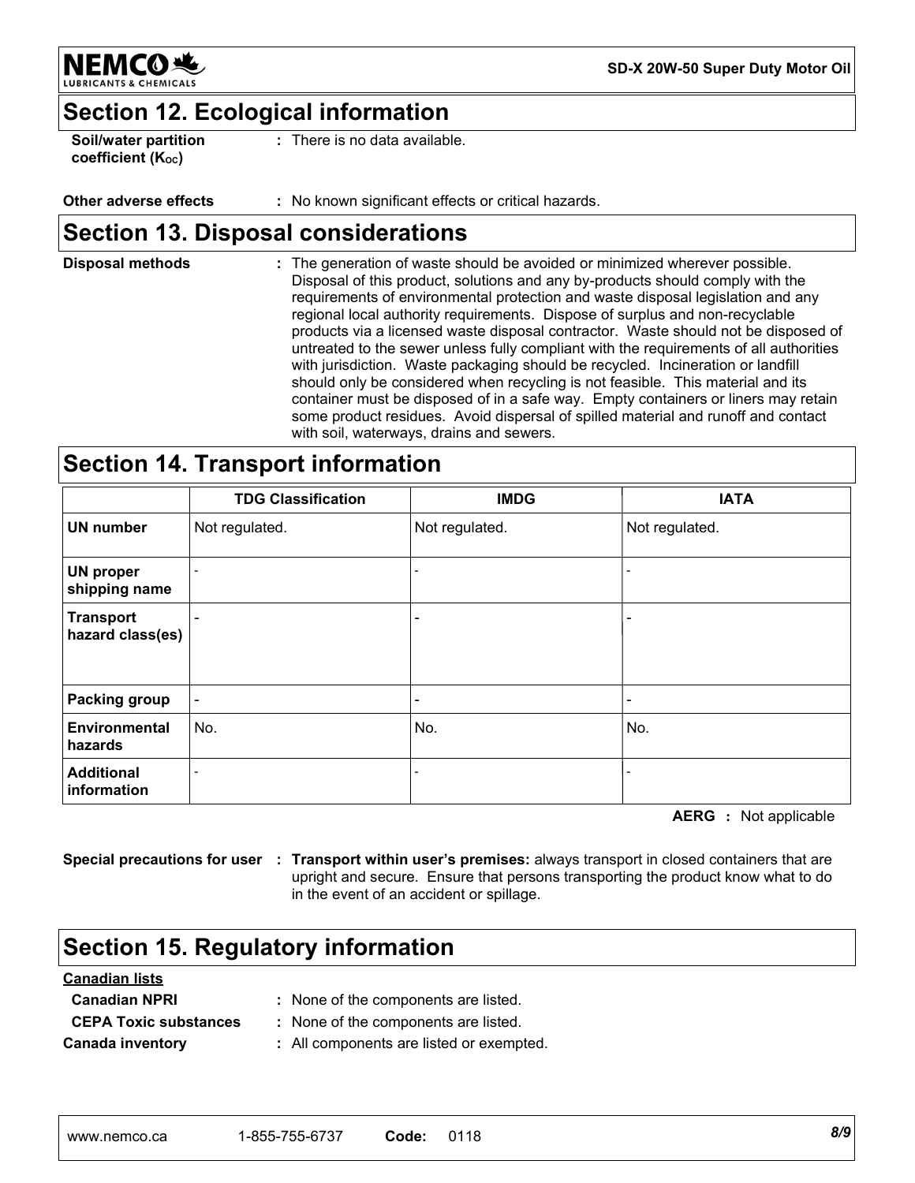## Section 12. Ecological information

**Soil/water partition coefficient ($K_{OC}$)** : There is no data available.

**Other adverse effects** : No known significant effects or critical hazards.

## Section 13. Disposal considerations

**Disposal methods** : The generation of waste should be avoided or minimized wherever possible. Disposal of this product, solutions and any by-products should comply with the requirements of environmental protection and waste disposal legislation and any regional local authority requirements. Dispose of surplus and non-recyclable products via a licensed waste disposal contractor. Waste should not be disposed of untreated to the sewer unless fully compliant with the requirements of all authorities with jurisdiction. Waste packaging should be recycled. Incineration or landfill should only be considered when recycling is not feasible. This material and its container must be disposed of in a safe way. Empty containers or liners may retain some product residues. Avoid dispersal of spilled material and runoff and contact with soil, waterways, drains and sewers.

## Section 14. Transport information

| | TDG Classification | IMDG | IATA |
|---|---|---|---|
| **UN number** | Not regulated. | Not regulated. | Not regulated. |
| **UN proper shipping name** | - | - | - |
| **Transport hazard class(es)** | - | - | - |
| **Packing group** | - | - | - |
| **Environmental hazards** | No. | No. | No. |
| **Additional information** | - | - | - |

**AERG** : Not applicable

**Special precautions for user** : **Transport within user's premises:** always transport in closed containers that are upright and secure. Ensure that persons transporting the product know what to do in the event of an accident or spillage.

## Section 15. Regulatory information

**Canadian lists**

**Canadian NPRI** : None of the components are listed.

**CEPA Toxic substances** : None of the components are listed.

**Canada inventory** : All components are listed or exempted.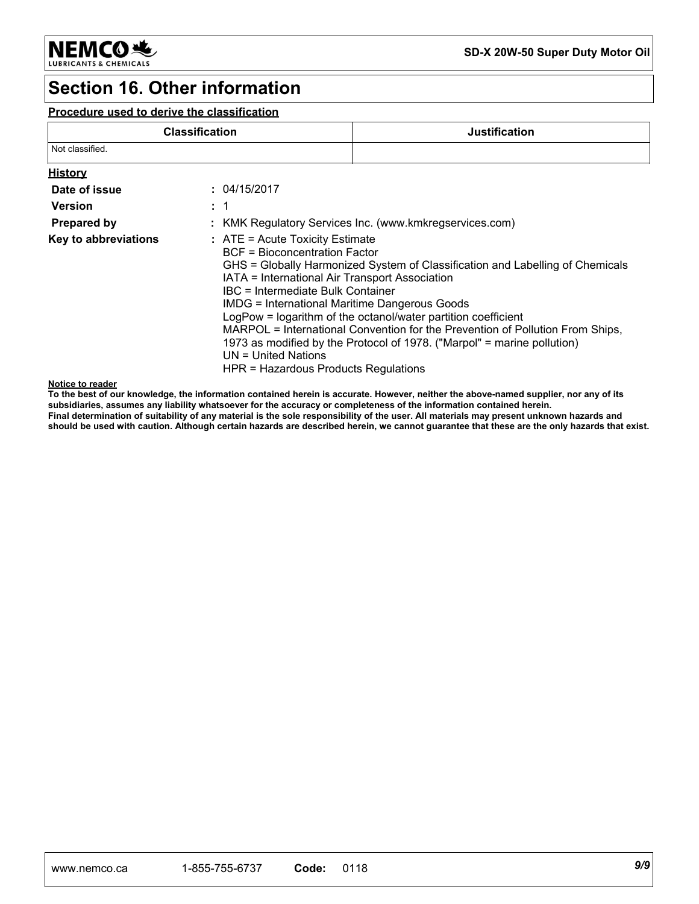## Section 16. Other information

**Procedure used to derive the classification**

| Classification | Justification |
| --- | --- |
| Not classified. | |

**History**

**Date of issue** : 04/15/2017

**Version** : 1

**Prepared by** : KMK Regulatory Services Inc. (www.kmkregservices.com)

**Key to abbreviations** : ATE = Acute Toxicity Estimate
BCF = Bioconcentration Factor
GHS = Globally Harmonized System of Classification and Labelling of Chemicals
IATA = International Air Transport Association
IBC = Intermediate Bulk Container
IMDG = International Maritime Dangerous Goods
LogPow = logarithm of the octanol/water partition coefficient
MARPOL = International Convention for the Prevention of Pollution From Ships, 1973 as modified by the Protocol of 1978. ("Marpol" = marine pollution)
UN = United Nations
HPR = Hazardous Products Regulations

**Notice to reader**

**To the best of our knowledge, the information contained herein is accurate. However, neither the above-named supplier, nor any of its subsidiaries, assumes any liability whatsoever for the accuracy or completeness of the information contained herein.**
**Final determination of suitability of any material is the sole responsibility of the user. All materials may present unknown hazards and should be used with caution. Although certain hazards are described herein, we cannot guarantee that these are the only hazards that exist.**